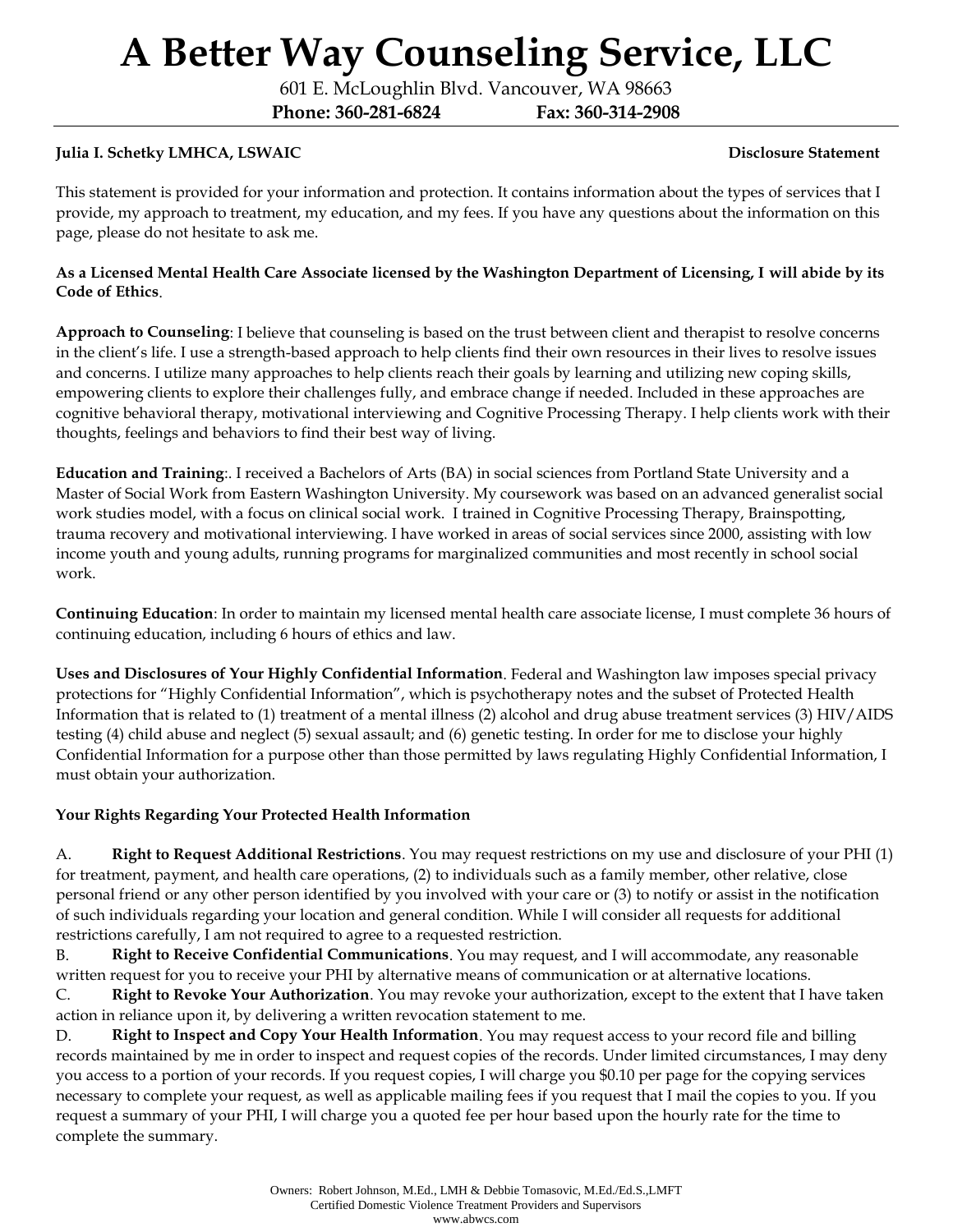# A Better Way Counseling Service, LLC

601 E. McLoughlin Blvd. Vancouver, WA 98663

**Phone: 360-281-6824 Fax: 360-314-2908**

**Julia I. Schetky LMHCA, LSWAIC** **Disclosure Statement**

This statement is provided for your information and protection. It contains information about the types of services that I provide, my approach to treatment, my education, and my fees. If you have any questions about the information on this page, please do not hesitate to ask me.

**As a Licensed Mental Health Care Associate licensed by the Washington Department of Licensing, I will abide by its Code of Ethics**.

**Approach to Counseling**: I believe that counseling is based on the trust between client and therapist to resolve concerns in the client's life. I use a strength-based approach to help clients find their own resources in their lives to resolve issues and concerns. I utilize many approaches to help clients reach their goals by learning and utilizing new coping skills, empowering clients to explore their challenges fully, and embrace change if needed. Included in these approaches are cognitive behavioral therapy, motivational interviewing and Cognitive Processing Therapy. I help clients work with their thoughts, feelings and behaviors to find their best way of living.

**Education and Training**:. I received a Bachelors of Arts (BA) in social sciences from Portland State University and a Master of Social Work from Eastern Washington University. My coursework was based on an advanced generalist social work studies model, with a focus on clinical social work. I trained in Cognitive Processing Therapy, Brainspotting, trauma recovery and motivational interviewing. I have worked in areas of social services since 2000, assisting with low income youth and young adults, running programs for marginalized communities and most recently in school social work.

**Continuing Education**: In order to maintain my licensed mental health care associate license, I must complete 36 hours of continuing education, including 6 hours of ethics and law.

**Uses and Disclosures of Your Highly Confidential Information**. Federal and Washington law imposes special privacy protections for "Highly Confidential Information", which is psychotherapy notes and the subset of Protected Health Information that is related to (1) treatment of a mental illness (2) alcohol and drug abuse treatment services (3) HIV/AIDS testing (4) child abuse and neglect (5) sexual assault; and (6) genetic testing. In order for me to disclose your highly Confidential Information for a purpose other than those permitted by laws regulating Highly Confidential Information, I must obtain your authorization.

**Your Rights Regarding Your Protected Health Information**

A. **Right to Request Additional Restrictions**. You may request restrictions on my use and disclosure of your PHI (1) for treatment, payment, and health care operations, (2) to individuals such as a family member, other relative, close personal friend or any other person identified by you involved with your care or (3) to notify or assist in the notification of such individuals regarding your location and general condition. While I will consider all requests for additional restrictions carefully, I am not required to agree to a requested restriction.

B. **Right to Receive Confidential Communications**. You may request, and I will accommodate, any reasonable written request for you to receive your PHI by alternative means of communication or at alternative locations.

C. **Right to Revoke Your Authorization**. You may revoke your authorization, except to the extent that I have taken action in reliance upon it, by delivering a written revocation statement to me.

D. **Right to Inspect and Copy Your Health Information**. You may request access to your record file and billing records maintained by me in order to inspect and request copies of the records. Under limited circumstances, I may deny you access to a portion of your records. If you request copies, I will charge you $0.10 per page for the copying services necessary to complete your request, as well as applicable mailing fees if you request that I mail the copies to you. If you request a summary of your PHI, I will charge you a quoted fee per hour based upon the hourly rate for the time to complete the summary.

Owners: Robert Johnson, M.Ed., LMH & Debbie Tomasovic, M.Ed./Ed.S.,LMFT
Certified Domestic Violence Treatment Providers and Supervisors
www.abwcs.com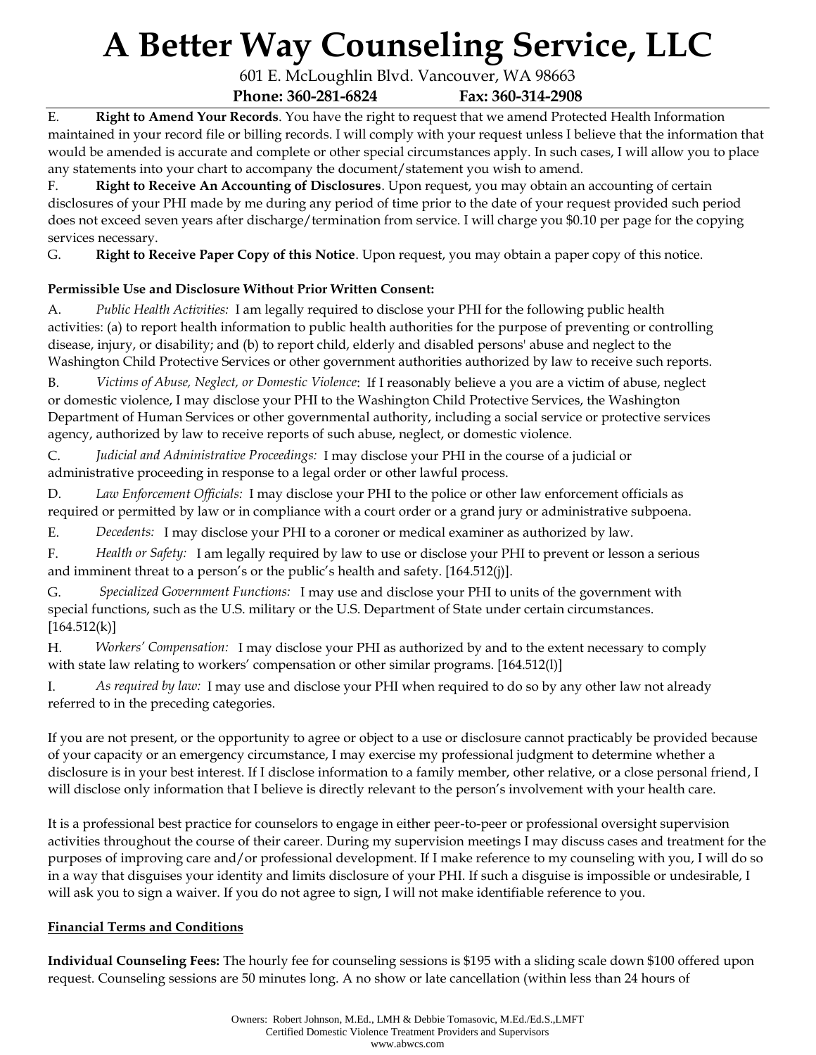E. **Right to Amend Your Records**. You have the right to request that we amend Protected Health Information maintained in your record file or billing records. I will comply with your request unless I believe that the information that would be amended is accurate and complete or other special circumstances apply. In such cases, I will allow you to place any statements into your chart to accompany the document/statement you wish to amend.

F. **Right to Receive An Accounting of Disclosures**. Upon request, you may obtain an accounting of certain disclosures of your PHI made by me during any period of time prior to the date of your request provided such period does not exceed seven years after discharge/termination from service. I will charge you $0.10 per page for the copying services necessary.

G. **Right to Receive Paper Copy of this Notice**. Upon request, you may obtain a paper copy of this notice.

**Permissible Use and Disclosure Without Prior Written Consent:**

A. *Public Health Activities:* I am legally required to disclose your PHI for the following public health activities: (a) to report health information to public health authorities for the purpose of preventing or controlling disease, injury, or disability; and (b) to report child, elderly and disabled persons' abuse and neglect to the Washington Child Protective Services or other government authorities authorized by law to receive such reports.

B. *Victims of Abuse, Neglect, or Domestic Violence*: If I reasonably believe a you are a victim of abuse, neglect or domestic violence, I may disclose your PHI to the Washington Child Protective Services, the Washington Department of Human Services or other governmental authority, including a social service or protective services agency, authorized by law to receive reports of such abuse, neglect, or domestic violence.

C. *Judicial and Administrative Proceedings:* I may disclose your PHI in the course of a judicial or administrative proceeding in response to a legal order or other lawful process.

D. *Law Enforcement Officials:* I may disclose your PHI to the police or other law enforcement officials as required or permitted by law or in compliance with a court order or a grand jury or administrative subpoena.

E. *Decedents:* I may disclose your PHI to a coroner or medical examiner as authorized by law.

F. *Health or Safety:* I am legally required by law to use or disclose your PHI to prevent or lesson a serious and imminent threat to a person's or the public's health and safety. [164.512(j)].

G. *Specialized Government Functions:* I may use and disclose your PHI to units of the government with special functions, such as the U.S. military or the U.S. Department of State under certain circumstances. [164.512(k)]

H. *Workers' Compensation:* I may disclose your PHI as authorized by and to the extent necessary to comply with state law relating to workers' compensation or other similar programs. [164.512(l)]

I. *As required by law:* I may use and disclose your PHI when required to do so by any other law not already referred to in the preceding categories.

If you are not present, or the opportunity to agree or object to a use or disclosure cannot practicably be provided because of your capacity or an emergency circumstance, I may exercise my professional judgment to determine whether a disclosure is in your best interest. If I disclose information to a family member, other relative, or a close personal friend, I will disclose only information that I believe is directly relevant to the person's involvement with your health care.

It is a professional best practice for counselors to engage in either peer-to-peer or professional oversight supervision activities throughout the course of their career. During my supervision meetings I may discuss cases and treatment for the purposes of improving care and/or professional development. If I make reference to my counseling with you, I will do so in a way that disguises your identity and limits disclosure of your PHI. If such a disguise is impossible or undesirable, I will ask you to sign a waiver. If you do not agree to sign, I will not make identifiable reference to you.

**<u>Financial Terms and Conditions</u>**

**Individual Counseling Fees:** The hourly fee for counseling sessions is $195 with a sliding scale down $100 offered upon request. Counseling sessions are 50 minutes long. A no show or late cancellation (within less than 24 hours of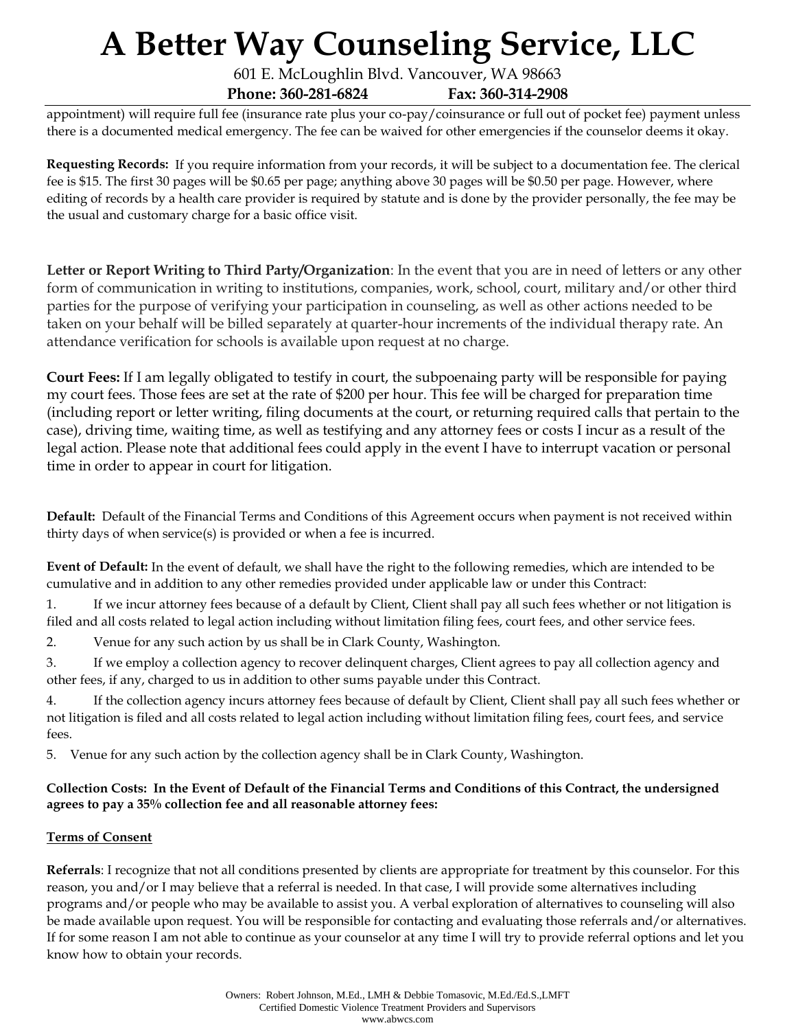appointment) will require full fee (insurance rate plus your co-pay/coinsurance or full out of pocket fee) payment unless there is a documented medical emergency. The fee can be waived for other emergencies if the counselor deems it okay.

**Requesting Records:** If you require information from your records, it will be subject to a documentation fee. The clerical fee is $15. The first 30 pages will be $0.65 per page; anything above 30 pages will be $0.50 per page. However, where editing of records by a health care provider is required by statute and is done by the provider personally, the fee may be the usual and customary charge for a basic office visit.

**Letter or Report Writing to Third Party/Organization**: In the event that you are in need of letters or any other form of communication in writing to institutions, companies, work, school, court, military and/or other third parties for the purpose of verifying your participation in counseling, as well as other actions needed to be taken on your behalf will be billed separately at quarter-hour increments of the individual therapy rate. An attendance verification for schools is available upon request at no charge.

**Court Fees:** If I am legally obligated to testify in court, the subpoenaing party will be responsible for paying my court fees. Those fees are set at the rate of $200 per hour. This fee will be charged for preparation time (including report or letter writing, filing documents at the court, or returning required calls that pertain to the case), driving time, waiting time, as well as testifying and any attorney fees or costs I incur as a result of the legal action. Please note that additional fees could apply in the event I have to interrupt vacation or personal time in order to appear in court for litigation.

**Default:** Default of the Financial Terms and Conditions of this Agreement occurs when payment is not received within thirty days of when service(s) is provided or when a fee is incurred.

**Event of Default:** In the event of default, we shall have the right to the following remedies, which are intended to be cumulative and in addition to any other remedies provided under applicable law or under this Contract:

1. If we incur attorney fees because of a default by Client, Client shall pay all such fees whether or not litigation is filed and all costs related to legal action including without limitation filing fees, court fees, and other service fees.
2. Venue for any such action by us shall be in Clark County, Washington.
3. If we employ a collection agency to recover delinquent charges, Client agrees to pay all collection agency and other fees, if any, charged to us in addition to other sums payable under this Contract.
4. If the collection agency incurs attorney fees because of default by Client, Client shall pay all such fees whether or not litigation is filed and all costs related to legal action including without limitation filing fees, court fees, and service fees.
5. Venue for any such action by the collection agency shall be in Clark County, Washington.

**Collection Costs: In the Event of Default of the Financial Terms and Conditions of this Contract, the undersigned agrees to pay a 35% collection fee and all reasonable attorney fees:**

**<u>Terms of Consent</u>**

**Referrals**: I recognize that not all conditions presented by clients are appropriate for treatment by this counselor. For this reason, you and/or I may believe that a referral is needed. In that case, I will provide some alternatives including programs and/or people who may be available to assist you. A verbal exploration of alternatives to counseling will also be made available upon request. You will be responsible for contacting and evaluating those referrals and/or alternatives. If for some reason I am not able to continue as your counselor at any time I will try to provide referral options and let you know how to obtain your records.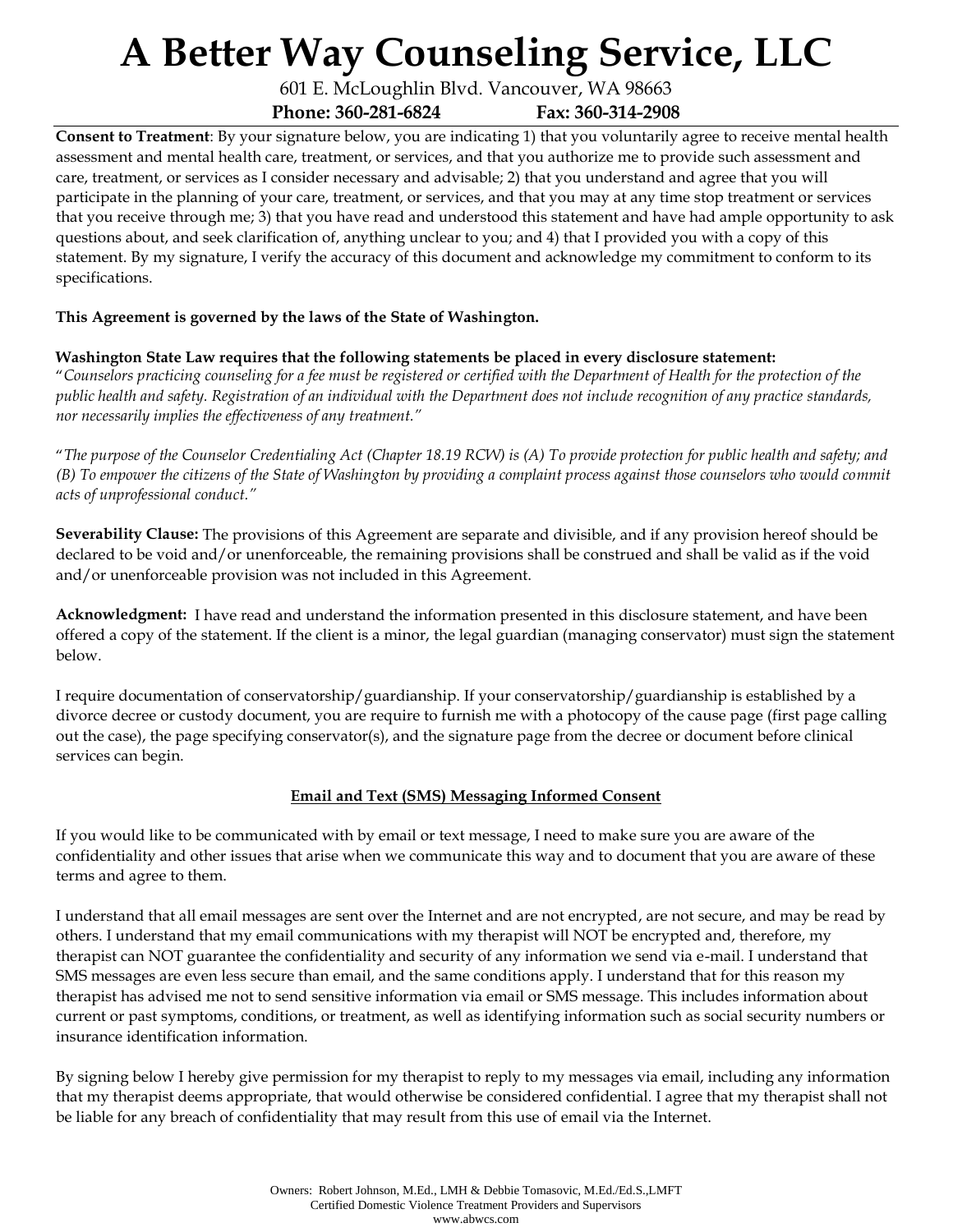# A Better Way Counseling Service, LLC

601 E. McLoughlin Blvd. Vancouver, WA 98663

**Phone: 360-281-6824 Fax: 360-314-2908**

**Consent to Treatment**: By your signature below, you are indicating 1) that you voluntarily agree to receive mental health assessment and mental health care, treatment, or services, and that you authorize me to provide such assessment and care, treatment, or services as I consider necessary and advisable; 2) that you understand and agree that you will participate in the planning of your care, treatment, or services, and that you may at any time stop treatment or services that you receive through me; 3) that you have read and understood this statement and have had ample opportunity to ask questions about, and seek clarification of, anything unclear to you; and 4) that I provided you with a copy of this statement. By my signature, I verify the accuracy of this document and acknowledge my commitment to conform to its specifications.

**This Agreement is governed by the laws of the State of Washington.**

**Washington State Law requires that the following statements be placed in every disclosure statement:**
"*Counselors practicing counseling for a fee must be registered or certified with the Department of Health for the protection of the public health and safety. Registration of an individual with the Department does not include recognition of any practice standards, nor necessarily implies the effectiveness of any treatment.*"

"*The purpose of the Counselor Credentialing Act (Chapter 18.19 RCW) is (A) To provide protection for public health and safety; and (B) To empower the citizens of the State of Washington by providing a complaint process against those counselors who would commit acts of unprofessional conduct.*"

**Severability Clause:** The provisions of this Agreement are separate and divisible, and if any provision hereof should be declared to be void and/or unenforceable, the remaining provisions shall be construed and shall be valid as if the void and/or unenforceable provision was not included in this Agreement.

**Acknowledgment:** I have read and understand the information presented in this disclosure statement, and have been offered a copy of the statement. If the client is a minor, the legal guardian (managing conservator) must sign the statement below.

I require documentation of conservatorship/guardianship. If your conservatorship/guardianship is established by a divorce decree or custody document, you are require to furnish me with a photocopy of the cause page (first page calling out the case), the page specifying conservator(s), and the signature page from the decree or document before clinical services can begin.

## Email and Text (SMS) Messaging Informed Consent

If you would like to be communicated with by email or text message, I need to make sure you are aware of the confidentiality and other issues that arise when we communicate this way and to document that you are aware of these terms and agree to them.

I understand that all email messages are sent over the Internet and are not encrypted, are not secure, and may be read by others. I understand that my email communications with my therapist will NOT be encrypted and, therefore, my therapist can NOT guarantee the confidentiality and security of any information we send via e-mail. I understand that SMS messages are even less secure than email, and the same conditions apply. I understand that for this reason my therapist has advised me not to send sensitive information via email or SMS message. This includes information about current or past symptoms, conditions, or treatment, as well as identifying information such as social security numbers or insurance identification information.

By signing below I hereby give permission for my therapist to reply to my messages via email, including any information that my therapist deems appropriate, that would otherwise be considered confidential. I agree that my therapist shall not be liable for any breach of confidentiality that may result from this use of email via the Internet.

Owners: Robert Johnson, M.Ed., LMH & Debbie Tomasovic, M.Ed./Ed.S.,LMFT
Certified Domestic Violence Treatment Providers and Supervisors
www.abwcs.com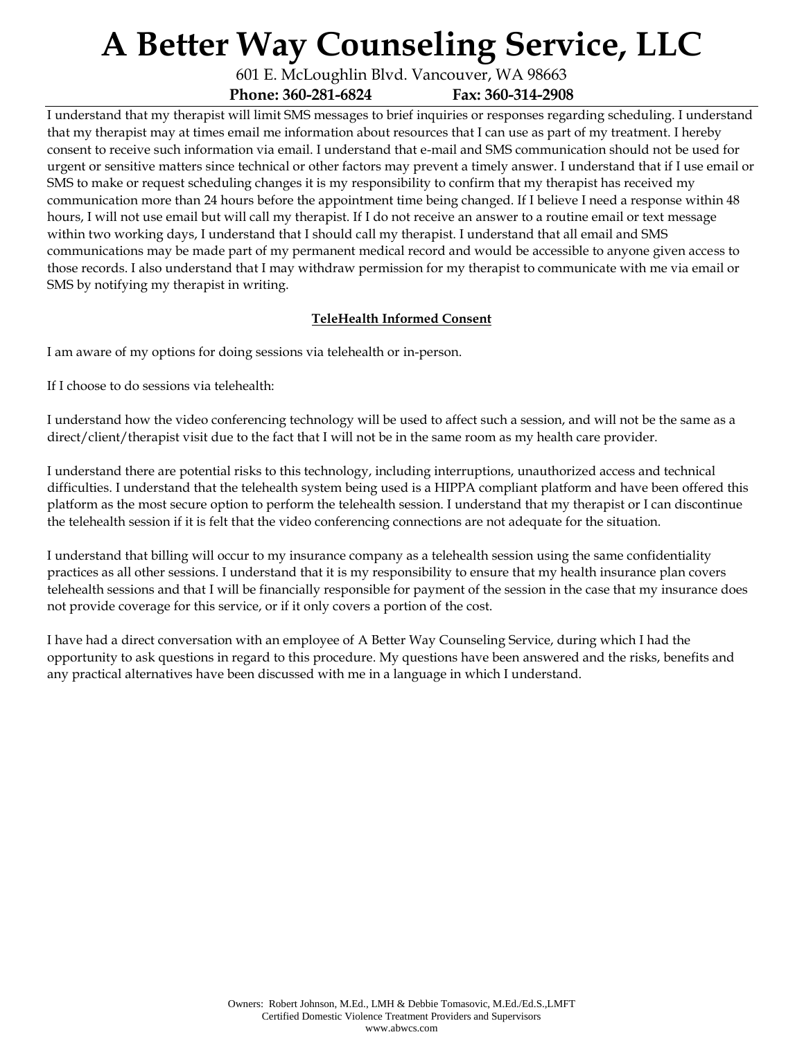I understand that my therapist will limit SMS messages to brief inquiries or responses regarding scheduling. I understand that my therapist may at times email me information about resources that I can use as part of my treatment. I hereby consent to receive such information via email. I understand that e-mail and SMS communication should not be used for urgent or sensitive matters since technical or other factors may prevent a timely answer. I understand that if I use email or SMS to make or request scheduling changes it is my responsibility to confirm that my therapist has received my communication more than 24 hours before the appointment time being changed. If I believe I need a response within 48 hours, I will not use email but will call my therapist. If I do not receive an answer to a routine email or text message within two working days, I understand that I should call my therapist. I understand that all email and SMS communications may be made part of my permanent medical record and would be accessible to anyone given access to those records. I also understand that I may withdraw permission for my therapist to communicate with me via email or SMS by notifying my therapist in writing.

## TeleHealth Informed Consent

I am aware of my options for doing sessions via telehealth or in-person.

If I choose to do sessions via telehealth:

I understand how the video conferencing technology will be used to affect such a session, and will not be the same as a direct/client/therapist visit due to the fact that I will not be in the same room as my health care provider.

I understand there are potential risks to this technology, including interruptions, unauthorized access and technical difficulties. I understand that the telehealth system being used is a HIPPA compliant platform and have been offered this platform as the most secure option to perform the telehealth session. I understand that my therapist or I can discontinue the telehealth session if it is felt that the video conferencing connections are not adequate for the situation.

I understand that billing will occur to my insurance company as a telehealth session using the same confidentiality practices as all other sessions. I understand that it is my responsibility to ensure that my health insurance plan covers telehealth sessions and that I will be financially responsible for payment of the session in the case that my insurance does not provide coverage for this service, or if it only covers a portion of the cost.

I have had a direct conversation with an employee of A Better Way Counseling Service, during which I had the opportunity to ask questions in regard to this procedure. My questions have been answered and the risks, benefits and any practical alternatives have been discussed with me in a language in which I understand.